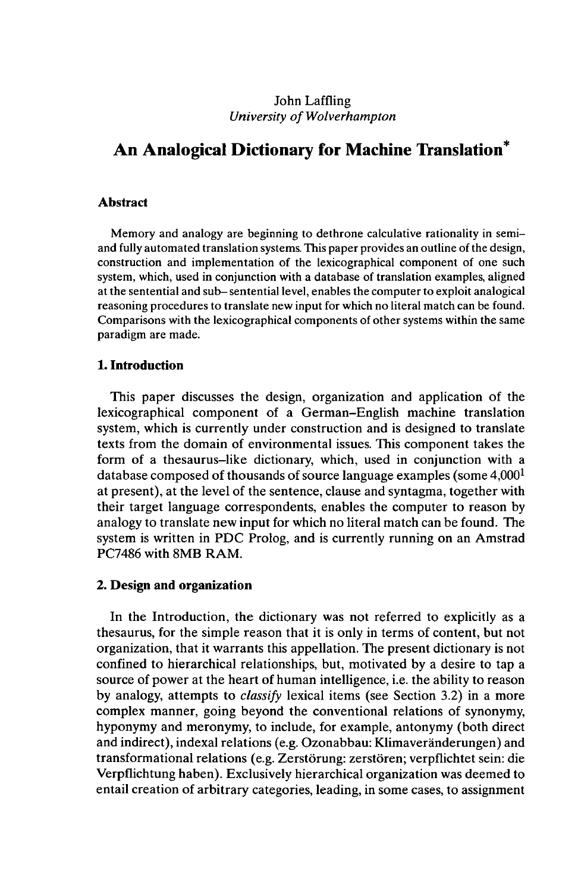John Laffling
*University of Wolverhampton*

# An Analogical Dictionary for Machine Translation*

### Abstract

Memory and analogy are beginning to dethrone calculative rationality in semi– and fully automated translation systems. This paper provides an outline of the design, construction and implementation of the lexicographical component of one such system, which, used in conjunction with a database of translation examples, aligned at the sentential and sub–sentential level, enables the computer to exploit analogical reasoning procedures to translate new input for which no literal match can be found. Comparisons with the lexicographical components of other systems within the same paradigm are made.

## 1. Introduction

This paper discusses the design, organization and application of the lexicographical component of a German–English machine translation system, which is currently under construction and is designed to translate texts from the domain of environmental issues. This component takes the form of a thesaurus–like dictionary, which, used in conjunction with a database composed of thousands of source language examples (some 4,000[1] at present), at the level of the sentence, clause and syntagma, together with their target language correspondents, enables the computer to reason by analogy to translate new input for which no literal match can be found. The system is written in PDC Prolog, and is currently running on an Amstrad PC7486 with 8MB RAM.

## 2. Design and organization

In the Introduction, the dictionary was not referred to explicitly as a thesaurus, for the simple reason that it is only in terms of content, but not organization, that it warrants this appellation. The present dictionary is not confined to hierarchical relationships, but, motivated by a desire to tap a source of power at the heart of human intelligence, i.e. the ability to reason by analogy, attempts to *classify* lexical items (see Section 3.2) in a more complex manner, going beyond the conventional relations of synonymy, hyponymy and meronymy, to include, for example, antonymy (both direct and indirect), indexal relations (e.g. Ozonabbau: Klimaveränderungen) and transformational relations (e.g. Zerstörung: zerstören; verpflichtet sein: die Verpflichtung haben). Exclusively hierarchical organization was deemed to entail creation of arbitrary categories, leading, in some cases, to assignment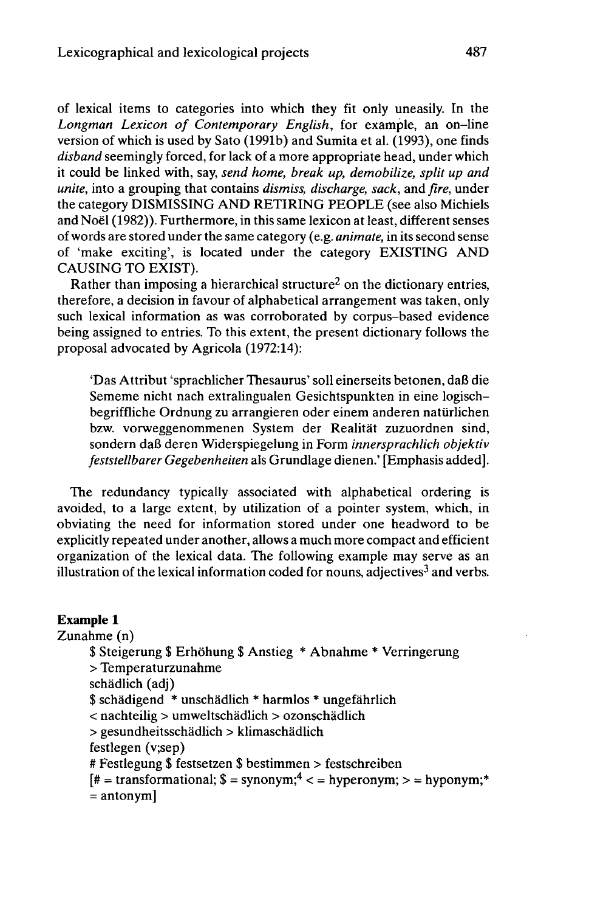of lexical items to categories into which they fit only uneasily. In the *Longman Lexicon of Contemporary English*, for example, an on-line version of which is used by Sato (1991b) and Sumita et al. (1993), one finds *disband* seemingly forced, for lack of a more appropriate head, under which it could be linked with, say, *send home, break up, demobilize, split up and unite*, into a grouping that contains *dismiss, discharge, sack*, and *fire*, under the category DISMISSING AND RETIRING PEOPLE (see also Michiels and Noël (1982)). Furthermore, in this same lexicon at least, different senses of words are stored under the same category (e.g. *animate*, in its second sense of 'make exciting', is located under the category EXISTING AND CAUSING TO EXIST).

Rather than imposing a hierarchical structure[2] on the dictionary entries, therefore, a decision in favour of alphabetical arrangement was taken, only such lexical information as was corroborated by corpus-based evidence being assigned to entries. To this extent, the present dictionary follows the proposal advocated by Agricola (1972:14):

> 'Das Attribut 'sprachlicher Thesaurus' soll einerseits betonen, daß die Sememe nicht nach extralingualen Gesichtspunkten in eine logisch-begriffliche Ordnung zu arrangieren oder einem anderen natürlichen bzw. vorweggenommenen System der Realität zuzuordnen sind, sondern daß deren Widerspiegelung in Form *innersprachlich objektiv feststellbarer Gegebenheiten* als Grundlage dienen.' [Emphasis added].

The redundancy typically associated with alphabetical ordering is avoided, to a large extent, by utilization of a pointer system, which, in obviating the need for information stored under one headword to be explicitly repeated under another, allows a much more compact and efficient organization of the lexical data. The following example may serve as an illustration of the lexical information coded for nouns, adjectives[3] and verbs.

**Example 1**

Zunahme (n)
    $ Steigerung $ Erhöhung $ Anstieg * Abnahme * Verringerung
    > Temperaturzunahme
    schädlich (adj)
    $ schädigend * unschädlich * harmlos * ungefährlich
    < nachteilig > umweltschädlich > ozonschädlich
    > gesundheitsschädlich > klimaschädlich
    festlegen (v;sep)
    # Festlegung $ festsetzen $ bestimmen > festschreiben
    [# = transformational; $ = synonym;[4] < = hyperonym; > = hyponym;* = antonym]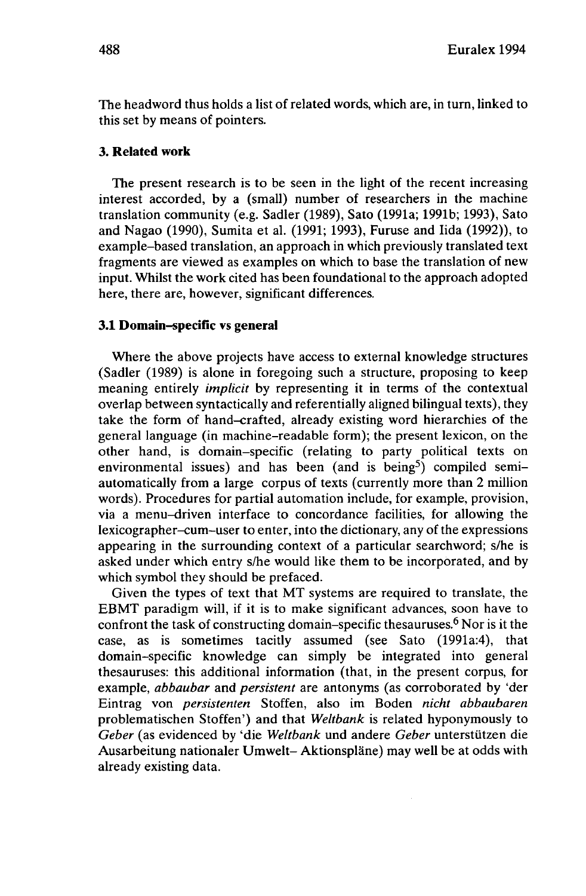The headword thus holds a list of related words, which are, in turn, linked to this set by means of pointers.

## 3. Related work

The present research is to be seen in the light of the recent increasing interest accorded, by a (small) number of researchers in the machine translation community (e.g. Sadler (1989), Sato (1991a; 1991b; 1993), Sato and Nagao (1990), Sumita et al. (1991; 1993), Furuse and Iida (1992)), to example–based translation, an approach in which previously translated text fragments are viewed as examples on which to base the translation of new input. Whilst the work cited has been foundational to the approach adopted here, there are, however, significant differences.

### 3.1 Domain–specific vs general

Where the above projects have access to external knowledge structures (Sadler (1989) is alone in foregoing such a structure, proposing to keep meaning entirely *implicit* by representing it in terms of the contextual overlap between syntactically and referentially aligned bilingual texts), they take the form of hand–crafted, already existing word hierarchies of the general language (in machine-readable form); the present lexicon, on the other hand, is domain–specific (relating to party political texts on environmental issues) and has been (and is being[5]) compiled semi–automatically from a large corpus of texts (currently more than 2 million words). Procedures for partial automation include, for example, provision, via a menu–driven interface to concordance facilities, for allowing the lexicographer–cum–user to enter, into the dictionary, any of the expressions appearing in the surrounding context of a particular searchword; s/he is asked under which entry s/he would like them to be incorporated, and by which symbol they should be prefaced.

Given the types of text that MT systems are required to translate, the EBMT paradigm will, if it is to make significant advances, soon have to confront the task of constructing domain–specific thesauruses.[6] Nor is it the case, as is sometimes tacitly assumed (see Sato (1991a:4), that domain–specific knowledge can simply be integrated into general thesauruses: this additional information (that, in the present corpus, for example, *abbaubar* and *persistent* are antonyms (as corroborated by 'der Eintrag von *persistenten* Stoffen, also im Boden *nicht abbaubaren* problematischen Stoffen') and that *Weltbank* is related hyponymously to *Geber* (as evidenced by 'die *Weltbank* und andere *Geber* unterstützen die Ausarbeitung nationaler Umwelt– Aktionspläne) may well be at odds with already existing data.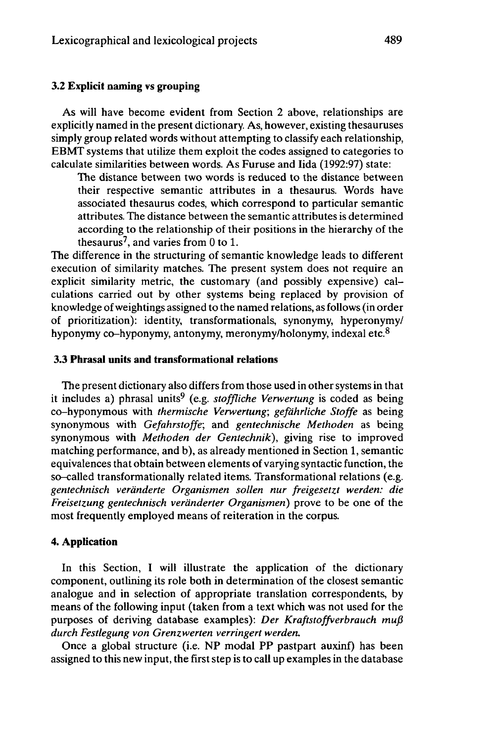### 3.2 Explicit naming vs grouping

As will have become evident from Section 2 above, relationships are explicitly named in the present dictionary. As, however, existing thesauruses simply group related words without attempting to classify each relationship, EBMT systems that utilize them exploit the codes assigned to categories to calculate similarities between words. As Furuse and Iida (1992:97) state:

> The distance between two words is reduced to the distance between their respective semantic attributes in a thesaurus. Words have associated thesaurus codes, which correspond to particular semantic attributes. The distance between the semantic attributes is determined according to the relationship of their positions in the hierarchy of the thesaurus[7], and varies from 0 to 1.

The difference in the structuring of semantic knowledge leads to different execution of similarity matches. The present system does not require an explicit similarity metric, the customary (and possibly expensive) calculations carried out by other systems being replaced by provision of knowledge of weightings assigned to the named relations, as follows (in order of prioritization): identity, transformationals, synonymy, hyperonymy/hyponymy co-hyponymy, antonymy, meronymy/holonymy, indexal etc.[8]

### 3.3 Phrasal units and transformational relations

The present dictionary also differs from those used in other systems in that it includes a) phrasal units[9] (e.g. *stoffliche Verwertung* is coded as being co-hyponymous with *thermische Verwertung*; *gefährliche Stoffe* as being synonymous with *Gefahrstoffe*; and *gentechnische Methoden* as being synonymous with *Methoden der Gentechnik*), giving rise to improved matching performance, and b), as already mentioned in Section 1, semantic equivalences that obtain between elements of varying syntactic function, the so-called transformationally related items. Transformational relations (e.g. *gentechnisch veränderte Organismen sollen nur freigesetzt werden: die Freisetzung gentechnisch veränderter Organismen*) prove to be one of the most frequently employed means of reiteration in the corpus.

## 4. Application

In this Section, I will illustrate the application of the dictionary component, outlining its role both in determination of the closest semantic analogue and in selection of appropriate translation correspondents, by means of the following input (taken from a text which was not used for the purposes of deriving database examples): *Der Kraftstoffverbrauch muß durch Festlegung von Grenzwerten verringert werden.*

Once a global structure (i.e. NP modal PP pastpart auxinf) has been assigned to this new input, the first step is to call up examples in the database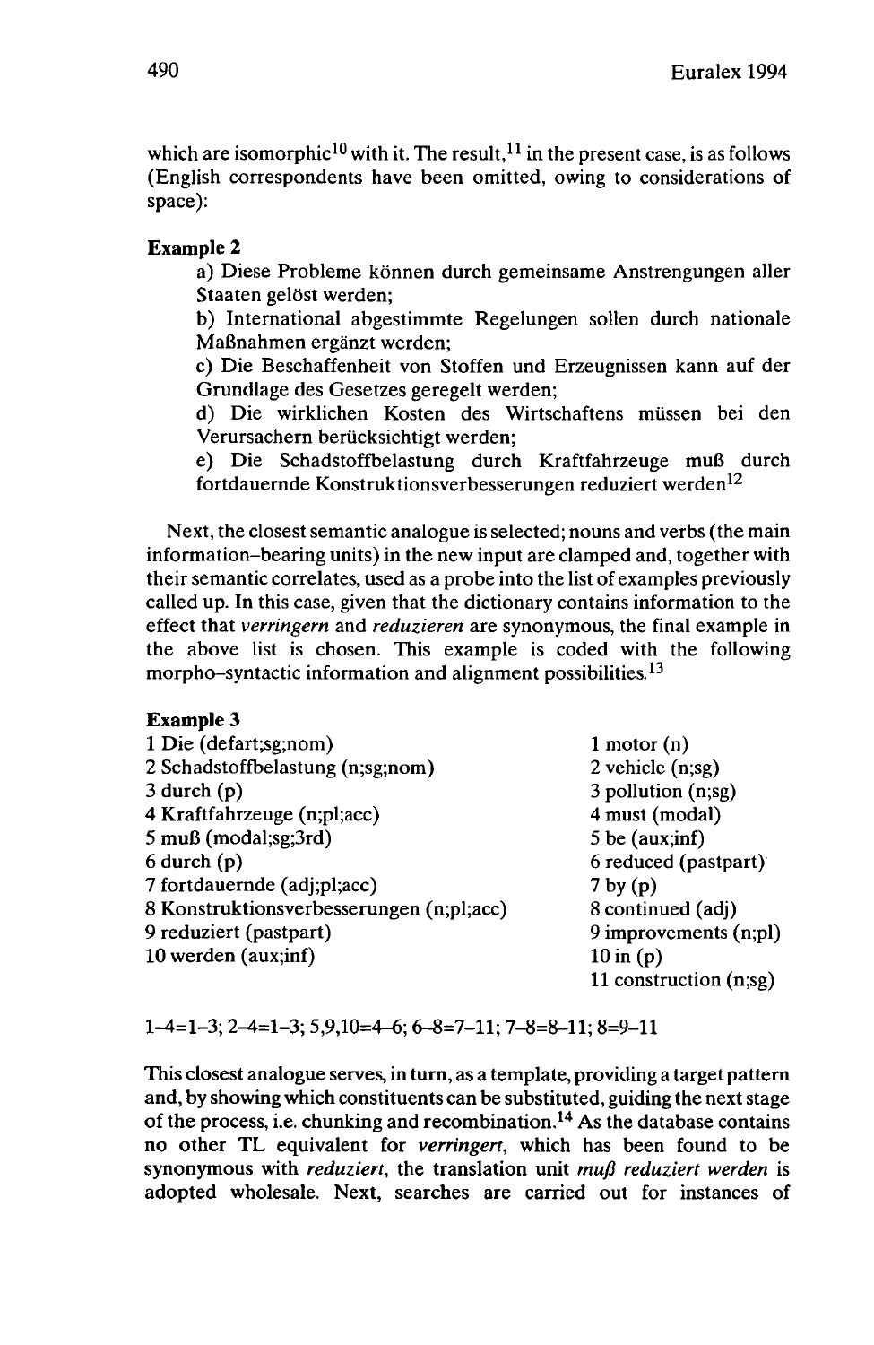which are isomorphic[10] with it. The result,[11] in the present case, is as follows (English correspondents have been omitted, owing to considerations of space):

**Example 2**

a) Diese Probleme können durch gemeinsame Anstrengungen aller Staaten gelöst werden;

b) International abgestimmte Regelungen sollen durch nationale Maßnahmen ergänzt werden;

c) Die Beschaffenheit von Stoffen und Erzeugnissen kann auf der Grundlage des Gesetzes geregelt werden;

d) Die wirklichen Kosten des Wirtschaftens müssen bei den Verursachern berücksichtigt werden;

e) Die Schadstoffbelastung durch Kraftfahrzeuge muß durch fortdauernde Konstruktionsverbesserungen reduziert werden[12]

Next, the closest semantic analogue is selected; nouns and verbs (the main information-bearing units) in the new input are clamped and, together with their semantic correlates, used as a probe into the list of examples previously called up. In this case, given that the dictionary contains information to the effect that *verringern* and *reduzieren* are synonymous, the final example in the above list is chosen. This example is coded with the following morpho-syntactic information and alignment possibilities.[13]

**Example 3**

| | |
|---|---|
| 1 Die (defart;sg;nom) | 1 motor (n) |
| 2 Schadstoffbelastung (n;sg;nom) | 2 vehicle (n;sg) |
| 3 durch (p) | 3 pollution (n;sg) |
| 4 Kraftfahrzeuge (n;pl;acc) | 4 must (modal) |
| 5 muß (modal;sg;3rd) | 5 be (aux;inf) |
| 6 durch (p) | 6 reduced (pastpart) |
| 7 fortdauernde (adj;pl;acc) | 7 by (p) |
| 8 Konstruktionsverbesserungen (n;pl;acc) | 8 continued (adj) |
| 9 reduziert (pastpart) | 9 improvements (n;pl) |
| 10 werden (aux;inf) | 10 in (p) |
| | 11 construction (n;sg) |

1–4=1–3; 2–4=1–3; 5,9,10=4–6; 6–8=7–11; 7–8=8–11; 8=9–11

This closest analogue serves, in turn, as a template, providing a target pattern and, by showing which constituents can be substituted, guiding the next stage of the process, i.e. chunking and recombination.[14] As the database contains no other TL equivalent for *verringert*, which has been found to be synonymous with *reduziert*, the translation unit *muß reduziert werden* is adopted wholesale. Next, searches are carried out for instances of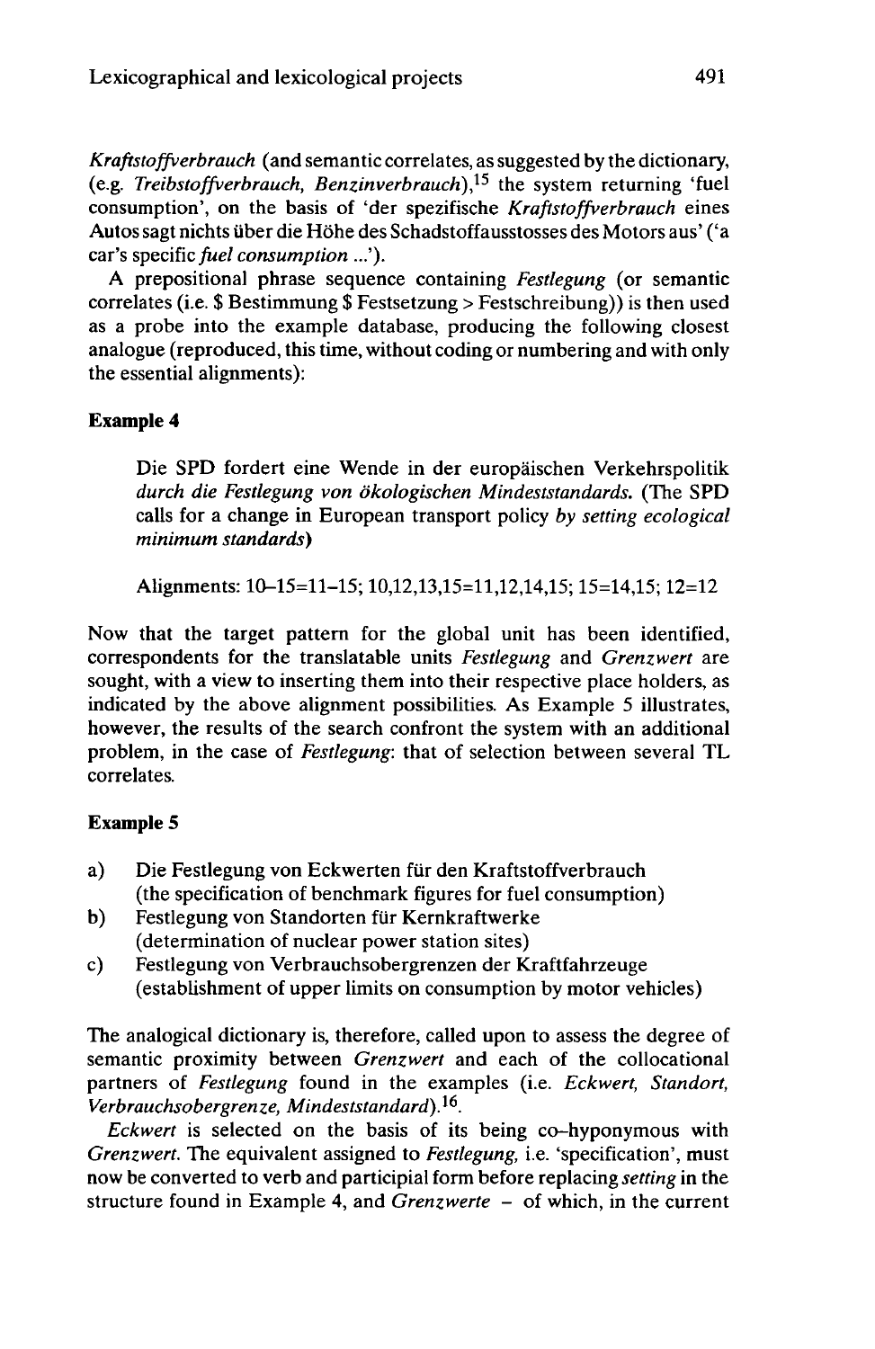*Kraftstoffverbrauch* (and semantic correlates, as suggested by the dictionary, (e.g. *Treibstoffverbrauch, Benzinverbrauch*),[15] the system returning 'fuel consumption', on the basis of 'der spezifische *Kraftstoffverbrauch* eines Autos sagt nichts über die Höhe des Schadstoffausstosses des Motors aus' ('a car's specific *fuel consumption* ...').

A prepositional phrase sequence containing *Festlegung* (or semantic correlates (i.e. $ Bestimmung $ Festsetzung > Festschreibung)) is then used as a probe into the example database, producing the following closest analogue (reproduced, this time, without coding or numbering and with only the essential alignments):

**Example 4**

> Die SPD fordert eine Wende in der europäischen Verkehrspolitik *durch die Festlegung von ökologischen Mindeststandards.* (The SPD calls for a change in European transport policy *by setting ecological minimum standards*)
>
> Alignments: 10–15=11–15; 10,12,13,15=11,12,14,15; 15=14,15; 12=12

Now that the target pattern for the global unit has been identified, correspondents for the translatable units *Festlegung* and *Grenzwert* are sought, with a view to inserting them into their respective place holders, as indicated by the above alignment possibilities. As Example 5 illustrates, however, the results of the search confront the system with an additional problem, in the case of *Festlegung*: that of selection between several TL correlates.

**Example 5**

a) Die Festlegung von Eckwerten für den Kraftstoffverbrauch (the specification of benchmark figures for fuel consumption)
b) Festlegung von Standorten für Kernkraftwerke (determination of nuclear power station sites)
c) Festlegung von Verbrauchsobergrenzen der Kraftfahrzeuge (establishment of upper limits on consumption by motor vehicles)

The analogical dictionary is, therefore, called upon to assess the degree of semantic proximity between *Grenzwert* and each of the collocational partners of *Festlegung* found in the examples (i.e. *Eckwert, Standort, Verbrauchsobergrenze, Mindeststandard*).[16].

*Eckwert* is selected on the basis of its being co-hyponymous with *Grenzwert.* The equivalent assigned to *Festlegung,* i.e. 'specification', must now be converted to verb and participial form before replacing *setting* in the structure found in Example 4, and *Grenzwerte* – of which, in the current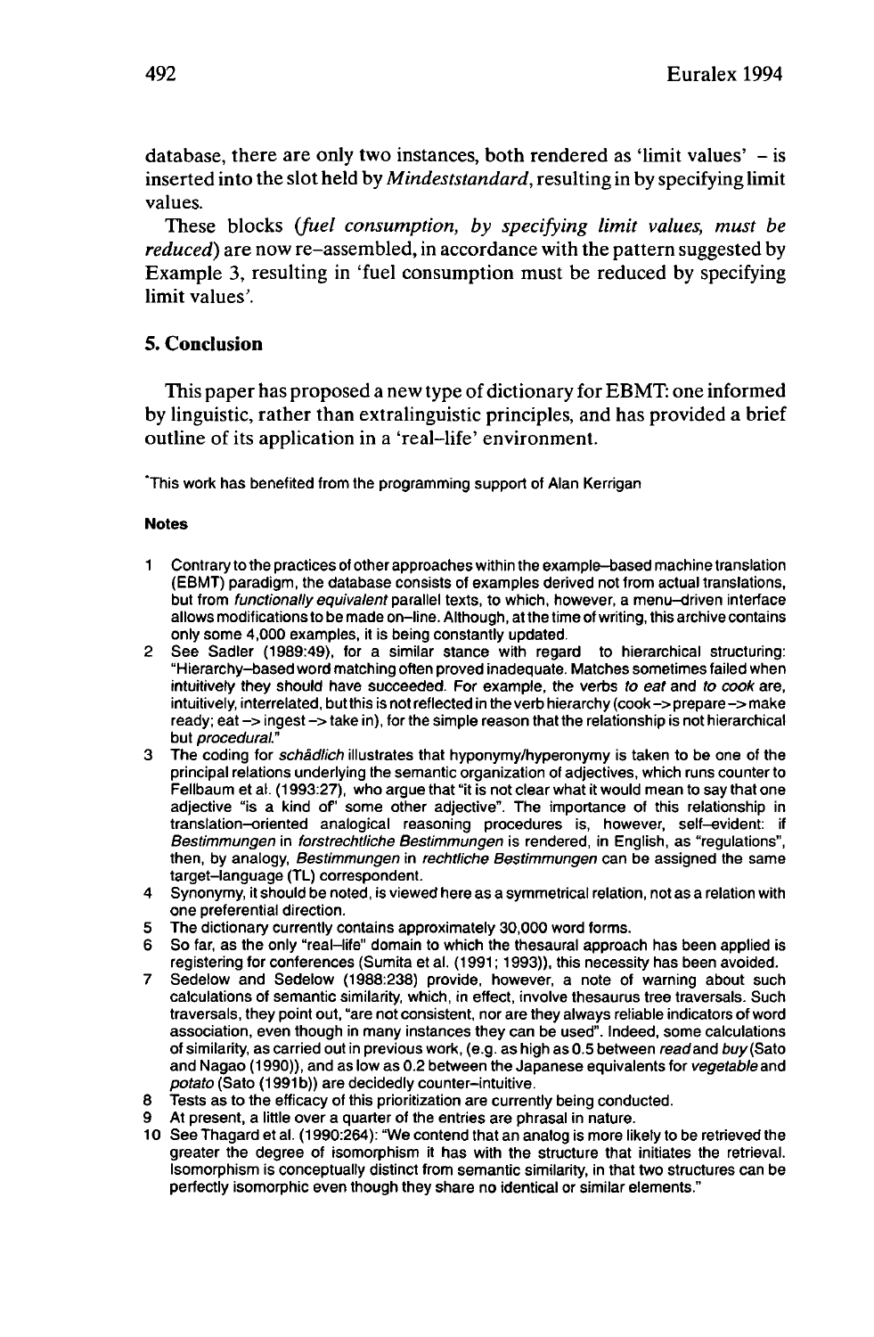database, there are only two instances, both rendered as 'limit values' – is inserted into the slot held by *Mindeststandard*, resulting in by specifying limit values.

These blocks (*fuel consumption, by specifying limit values, must be reduced*) are now re-assembled, in accordance with the pattern suggested by Example 3, resulting in 'fuel consumption must be reduced by specifying limit values'.

## 5. Conclusion

This paper has proposed a new type of dictionary for EBMT: one informed by linguistic, rather than extralinguistic principles, and has provided a brief outline of its application in a 'real-life' environment.

*This work has benefited from the programming support of Alan Kerrigan

**Notes**

1. Contrary to the practices of other approaches within the example-based machine translation (EBMT) paradigm, the database consists of examples derived not from actual translations, but from *functionally equivalent* parallel texts, to which, however, a menu-driven interface allows modifications to be made on-line. Although, at the time of writing, this archive contains only some 4,000 examples, it is being constantly updated.
2. See Sadler (1989:49), for a similar stance with regard to hierarchical structuring: "Hierarchy-based word matching often proved inadequate. Matches sometimes failed when intuitively they should have succeeded. For example, the verbs *to eat* and *to cook* are, intuitively, interrelated, but this is not reflected in the verb hierarchy (cook –> prepare –> make ready; eat –> ingest –> take in), for the simple reason that the relationship is not hierarchical but *procedural*."
3. The coding for *schädlich* illustrates that hyponymy/hyperonymy is taken to be one of the principal relations underlying the semantic organization of adjectives, which runs counter to Fellbaum et al. (1993:27), who argue that "it is not clear what it would mean to say that one adjective "is a kind of" some other adjective". The importance of this relationship in translation-oriented analogical reasoning procedures is, however, self-evident: if *Bestimmungen* in *forstrechtliche Bestimmungen* is rendered, in English, as "regulations", then, by analogy, *Bestimmungen* in *rechtliche Bestimmungen* can be assigned the same target-language (TL) correspondent.
4. Synonymy, it should be noted, is viewed here as a symmetrical relation, not as a relation with one preferential direction.
5. The dictionary currently contains approximately 30,000 word forms.
6. So far, as the only "real-life" domain to which the thesaural approach has been applied is registering for conferences (Sumita et al. (1991; 1993)), this necessity has been avoided.
7. Sedelow and Sedelow (1988:238) provide, however, a note of warning about such calculations of semantic similarity, which, in effect, involve thesaurus tree traversals. Such traversals, they point out, "are not consistent, nor are they always reliable indicators of word association, even though in many instances they can be used". Indeed, some calculations of similarity, as carried out in previous work, (e.g. as high as 0.5 between *read* and *buy* (Sato and Nagao (1990)), and as low as 0.2 between the Japanese equivalents for *vegetable* and *potato* (Sato (1991b)) are decidedly counter-intuitive.
8. Tests as to the efficacy of this prioritization are currently being conducted.
9. At present, a little over a quarter of the entries are phrasal in nature.
10. See Thagard et al. (1990:264): "We contend that an analog is more likely to be retrieved the greater the degree of isomorphism it has with the structure that initiates the retrieval. Isomorphism is conceptually distinct from semantic similarity, in that two structures can be perfectly isomorphic even though they share no identical or similar elements."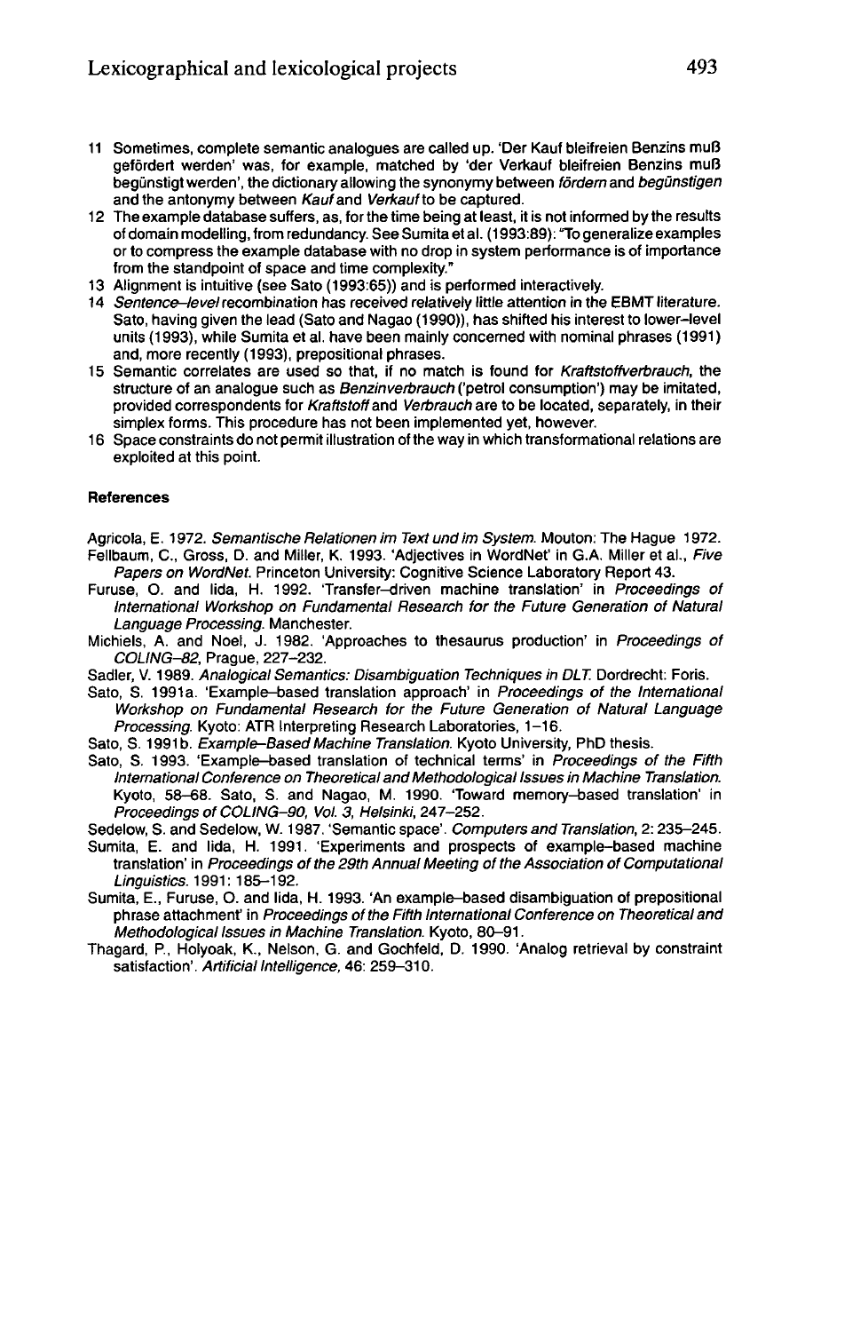11 Sometimes, complete semantic analogues are called up. 'Der Kauf bleifreien Benzins muß gefördert werden' was, for example, matched by 'der Verkauf bleifreien Benzins muß begünstigt werden', the dictionary allowing the synonymy between *fördern* and *begünstigen* and the antonymy between *Kauf* and *Verkauf* to be captured.

12 The example database suffers, as, for the time being at least, it is not informed by the results of domain modelling, from redundancy. See Sumita et al. (1993:89): "To generalize examples or to compress the example database with no drop in system performance is of importance from the standpoint of space and time complexity."

13 Alignment is intuitive (see Sato (1993:65)) and is performed interactively.

14 *Sentence–level* recombination has received relatively little attention in the EBMT literature. Sato, having given the lead (Sato and Nagao (1990)), has shifted his interest to lower–level units (1993), while Sumita et al. have been mainly concerned with nominal phrases (1991) and, more recently (1993), prepositional phrases.

15 Semantic correlates are used so that, if no match is found for *Kraftstoffverbrauch*, the structure of an analogue such as *Benzinverbrauch* ('petrol consumption') may be imitated, provided correspondents for *Kraftstoff* and *Verbrauch* are to be located, separately, in their simplex forms. This procedure has not been implemented yet, however.

16 Space constraints do not permit illustration of the way in which transformational relations are exploited at this point.

#### References

Agricola, E. 1972. *Semantische Relationen im Text und im System.* Mouton: The Hague 1972.

Fellbaum, C., Gross, D. and Miller, K. 1993. 'Adjectives in WordNet' in G.A. Miller et al., *Five Papers on WordNet.* Princeton University: Cognitive Science Laboratory Report 43.

Furuse, O. and Iida, H. 1992. 'Transfer–driven machine translation' in *Proceedings of International Workshop on Fundamental Research for the Future Generation of Natural Language Processing.* Manchester.

Michiels, A. and Noel, J. 1982. 'Approaches to thesaurus production' in *Proceedings of COLING–82*, Prague, 227–232.

Sadler, V. 1989. *Analogical Semantics: Disambiguation Techniques in DLT.* Dordrecht: Foris.

Sato, S. 1991a. 'Example–based translation approach' in *Proceedings of the International Workshop on Fundamental Research for the Future Generation of Natural Language Processing.* Kyoto: ATR Interpreting Research Laboratories, 1–16.

Sato, S. 1991b. *Example–Based Machine Translation.* Kyoto University, PhD thesis.

Sato, S. 1993. 'Example–based translation of technical terms' in *Proceedings of the Fifth International Conference on Theoretical and Methodological Issues in Machine Translation.* Kyoto, 58–68. Sato, S. and Nagao, M. 1990. 'Toward memory–based translation' in *Proceedings of COLING–90, Vol. 3, Helsinki*, 247–252.

Sedelow, S. and Sedelow, W. 1987. 'Semantic space'. *Computers and Translation*, 2: 235–245.

Sumita, E. and Iida, H. 1991. 'Experiments and prospects of example–based machine translation' in *Proceedings of the 29th Annual Meeting of the Association of Computational Linguistics.* 1991: 185–192.

Sumita, E., Furuse, O. and Iida, H. 1993. 'An example–based disambiguation of prepositional phrase attachment' in *Proceedings of the Fifth International Conference on Theoretical and Methodological Issues in Machine Translation.* Kyoto, 80–91.

Thagard, P., Holyoak, K., Nelson, G. and Gochfeld, D. 1990. 'Analog retrieval by constraint satisfaction'. *Artificial Intelligence*, 46: 259–310.